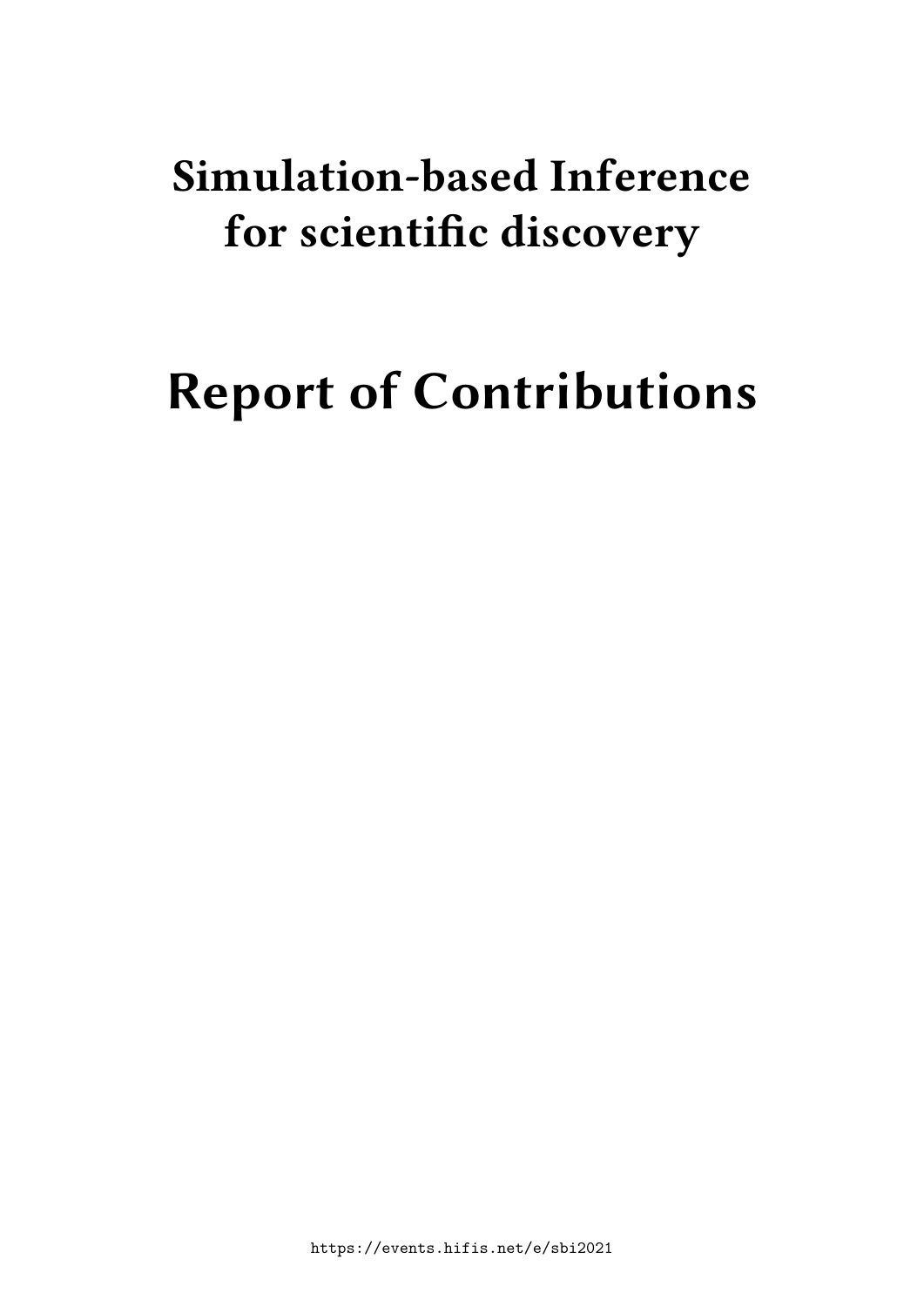# Simulation-based Inference for scientific discovery

# Report of Contributions

https://events.hifis.net/e/sbi2021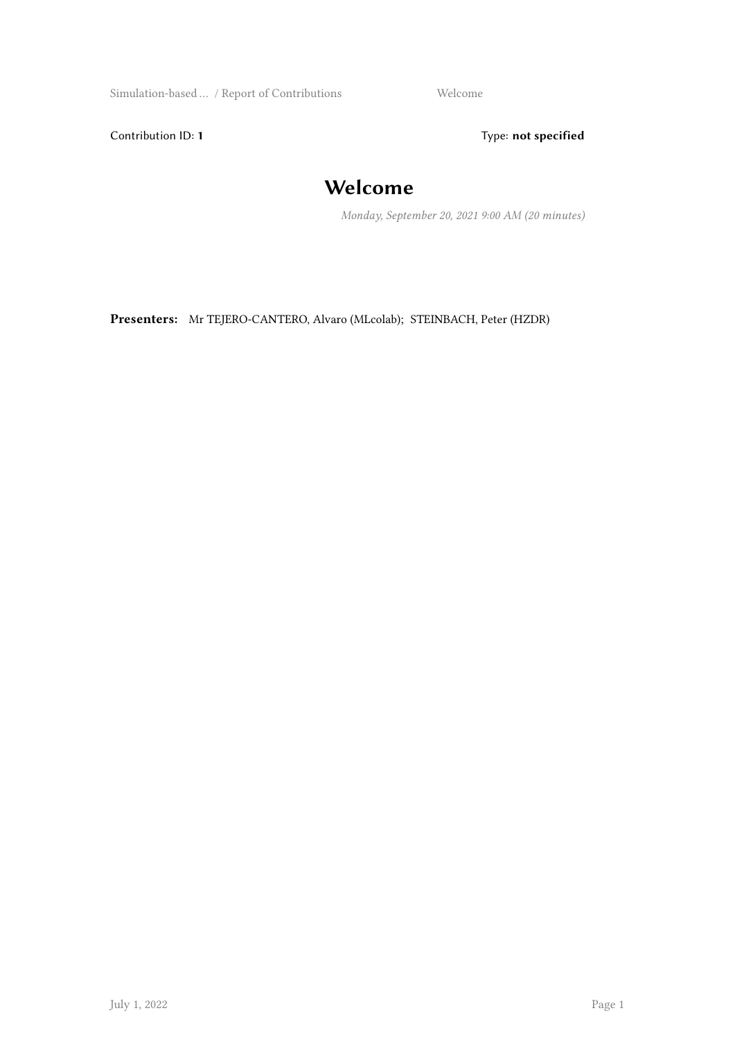Contribution ID: **1** Type: **not specified**

# Welcome

*Monday, September 20, 2021 9:00 AM (20 minutes)*

**Presenters:** Mr TEJERO-CANTERO, Alvaro (MLcolab); STEINBACH, Peter (HZDR)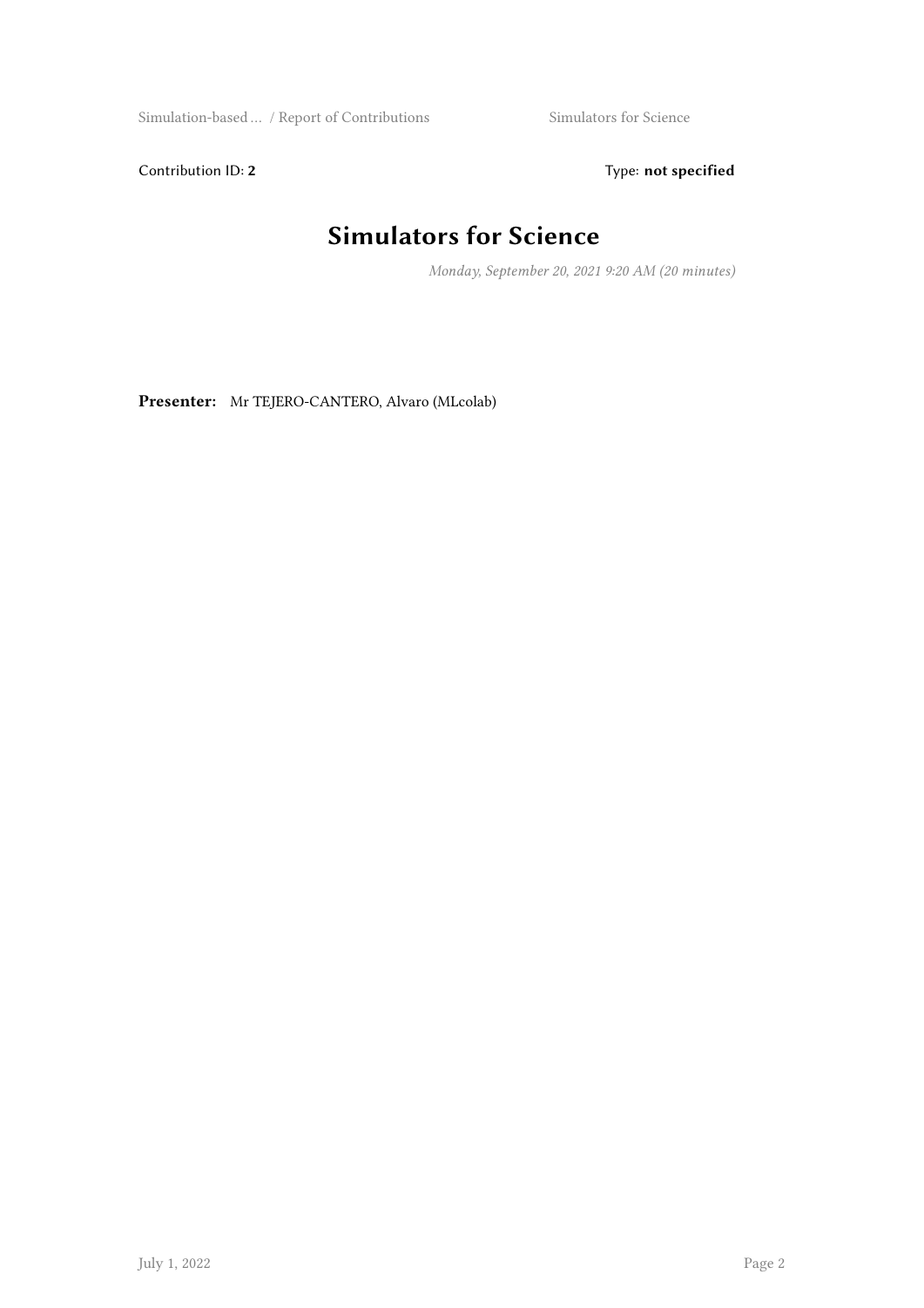Contribution ID: **2** Type: **not specified**

# Simulators for Science

*Monday, September 20, 2021 9:20 AM (20 minutes)*

**Presenter:** Mr TEJERO-CANTERO, Alvaro (MLcolab)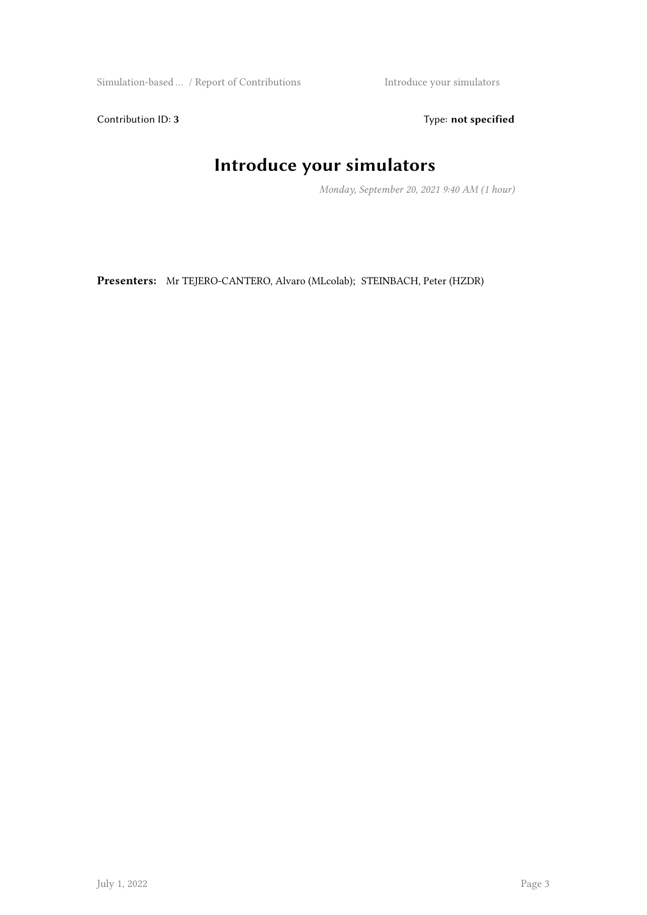Contribution ID: **3** Type: **not specified**

# Introduce your simulators

*Monday, September 20, 2021 9:40 AM (1 hour)*

**Presenters:** Mr TEJERO-CANTERO, Alvaro (MLcolab); STEINBACH, Peter (HZDR)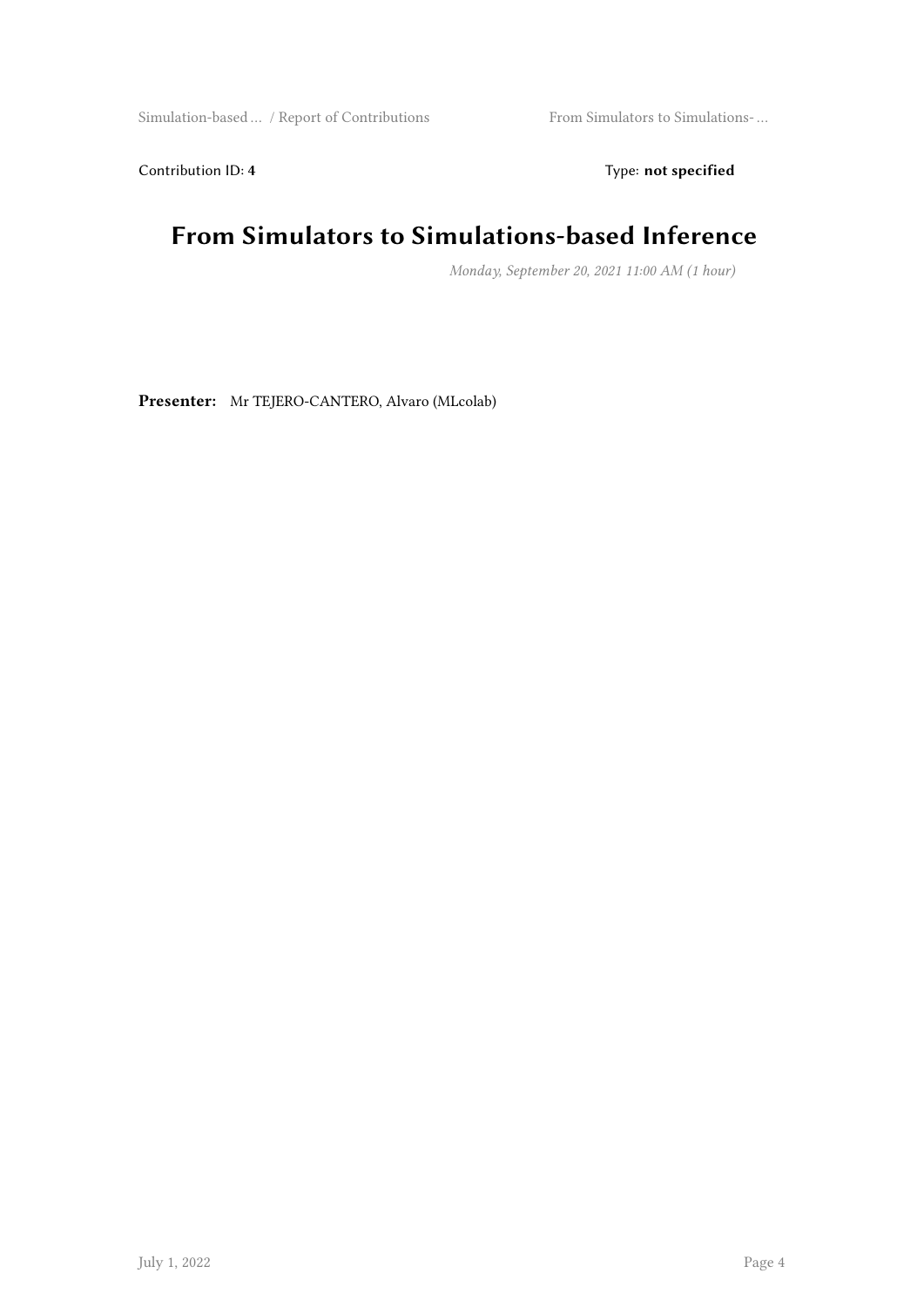Contribution ID: **4** Type: **not specified**

# From Simulators to Simulations-based Inference

*Monday, September 20, 2021 11:00 AM (1 hour)*

**Presenter:** Mr TEJERO-CANTERO, Alvaro (MLcolab)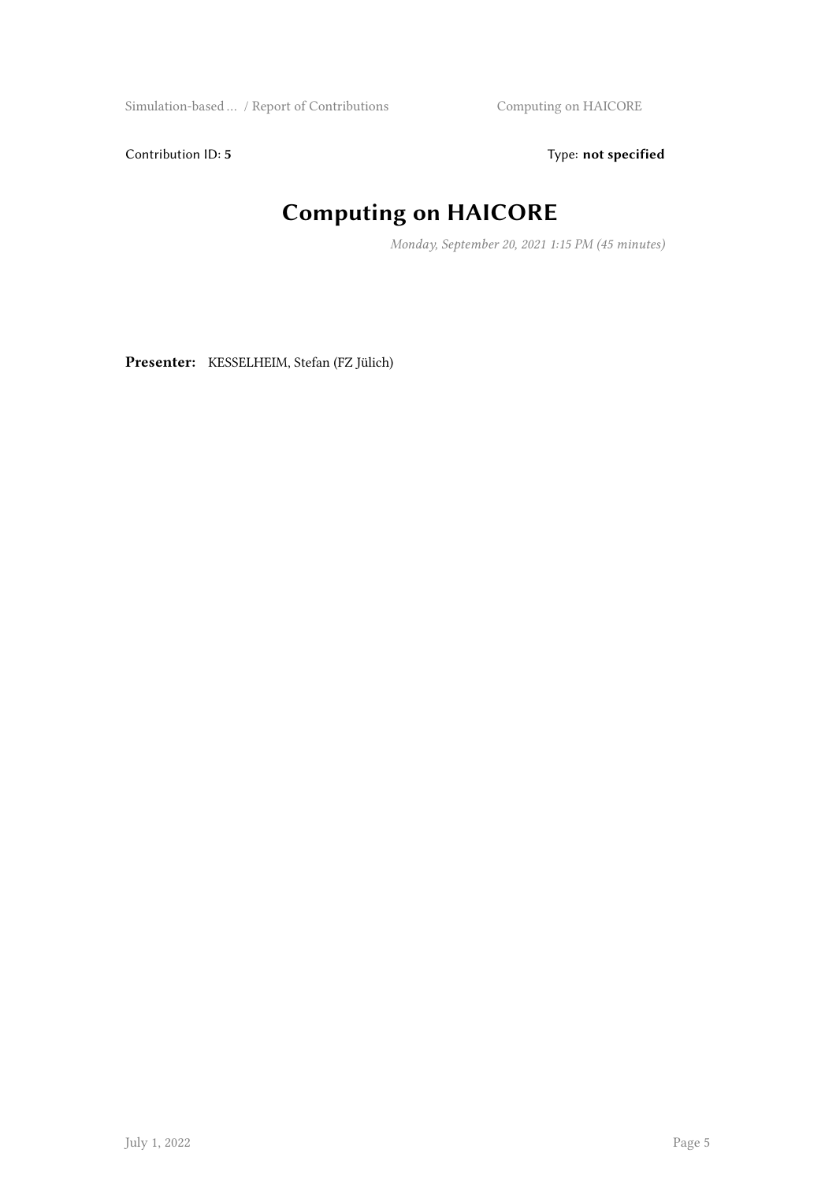Contribution ID: **5** Type: **not specified**

# Computing on HAICORE

*Monday, September 20, 2021 1:15 PM (45 minutes)*

**Presenter:** KESSELHEIM, Stefan (FZ Jülich)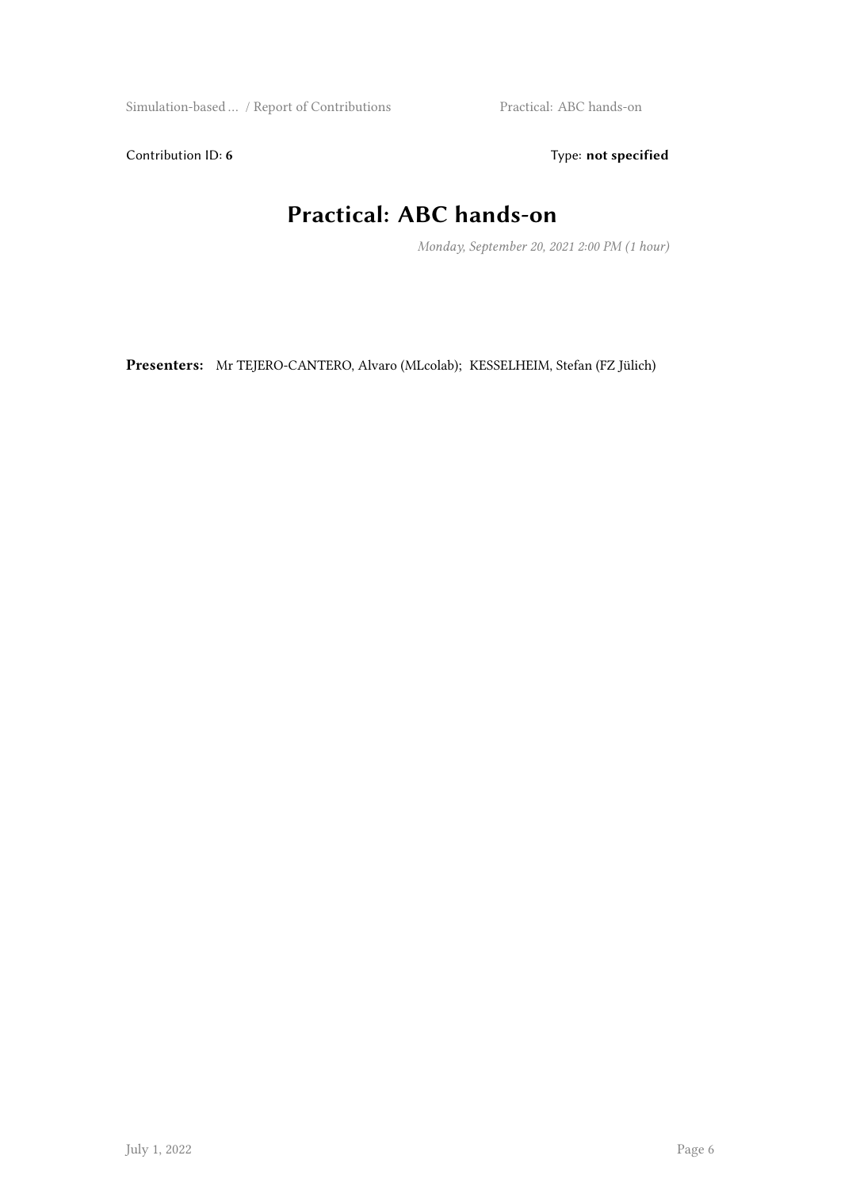Contribution ID: **6** Type: **not specified**

# Practical: ABC hands-on

*Monday, September 20, 2021 2:00 PM (1 hour)*

**Presenters:** Mr TEJERO-CANTERO, Alvaro (MLcolab); KESSELHEIM, Stefan (FZ Jülich)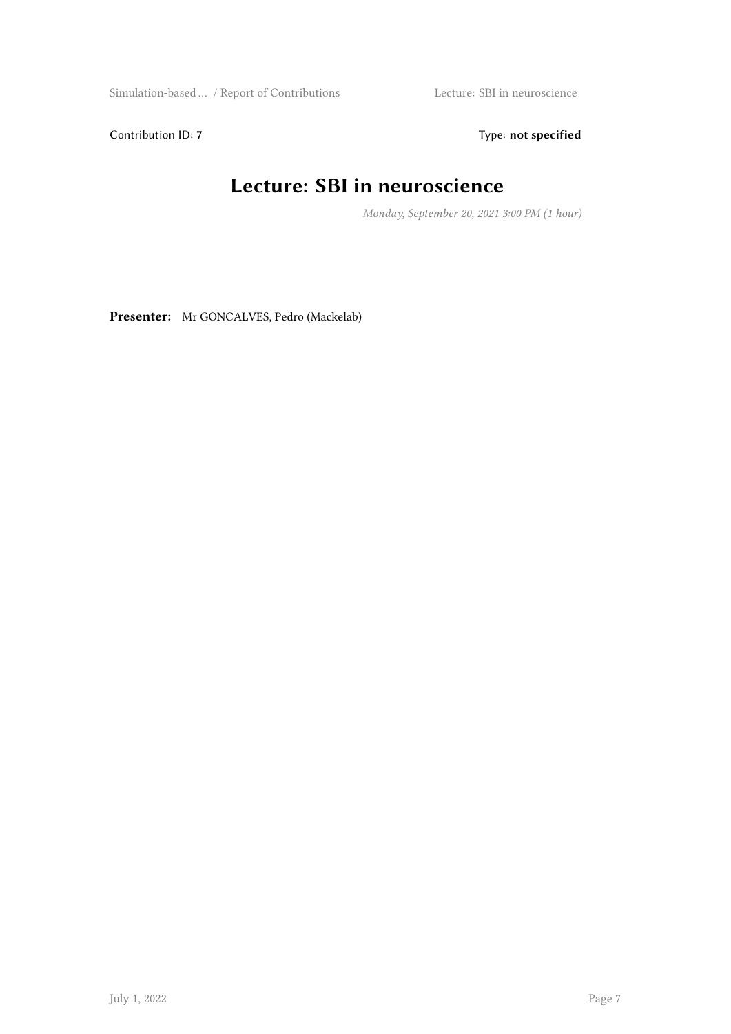Contribution ID: **7**  Type: **not specified**

# Lecture: SBI in neuroscience

*Monday, September 20, 2021 3:00 PM (1 hour)*

**Presenter:** Mr GONCALVES, Pedro (Mackelab)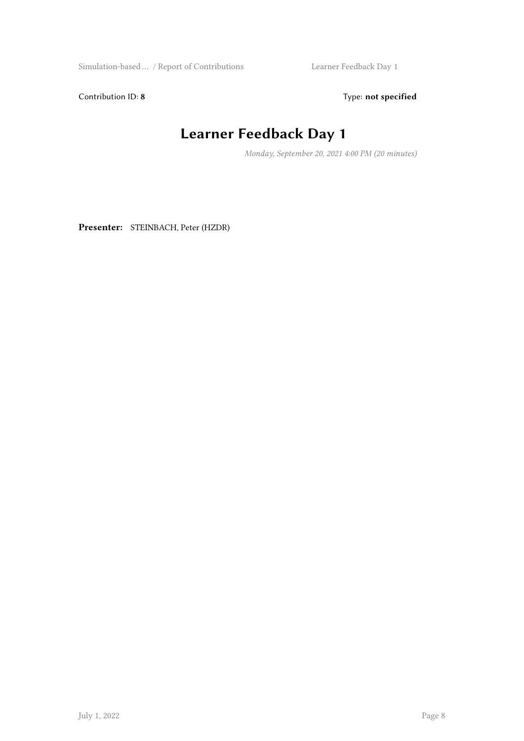Contribution ID: **8** Type: **not specified**

# Learner Feedback Day 1

*Monday, September 20, 2021 4:00 PM (20 minutes)*

**Presenter:** STEINBACH, Peter (HZDR)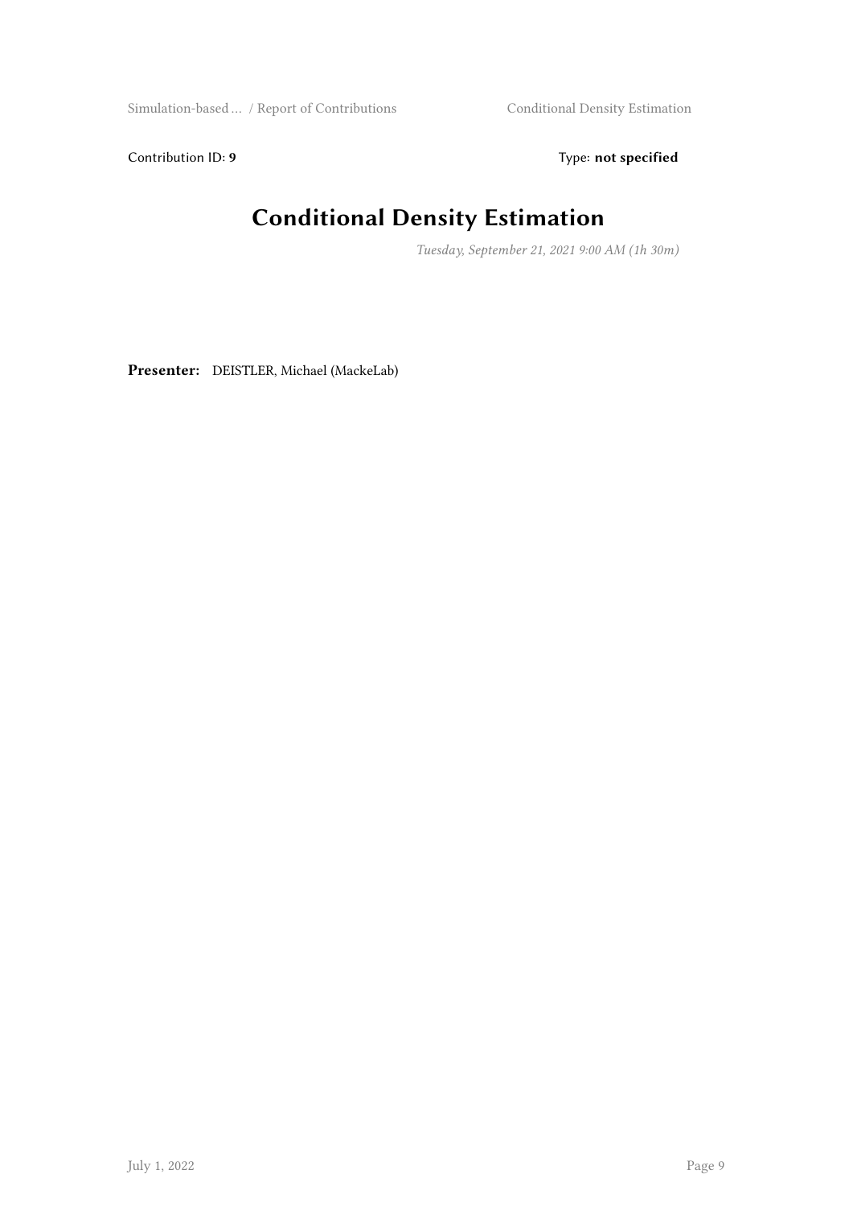Contribution ID: **9** Type: **not specified**

# Conditional Density Estimation

*Tuesday, September 21, 2021 9:00 AM (1h 30m)*

**Presenter:** DEISTLER, Michael (MackeLab)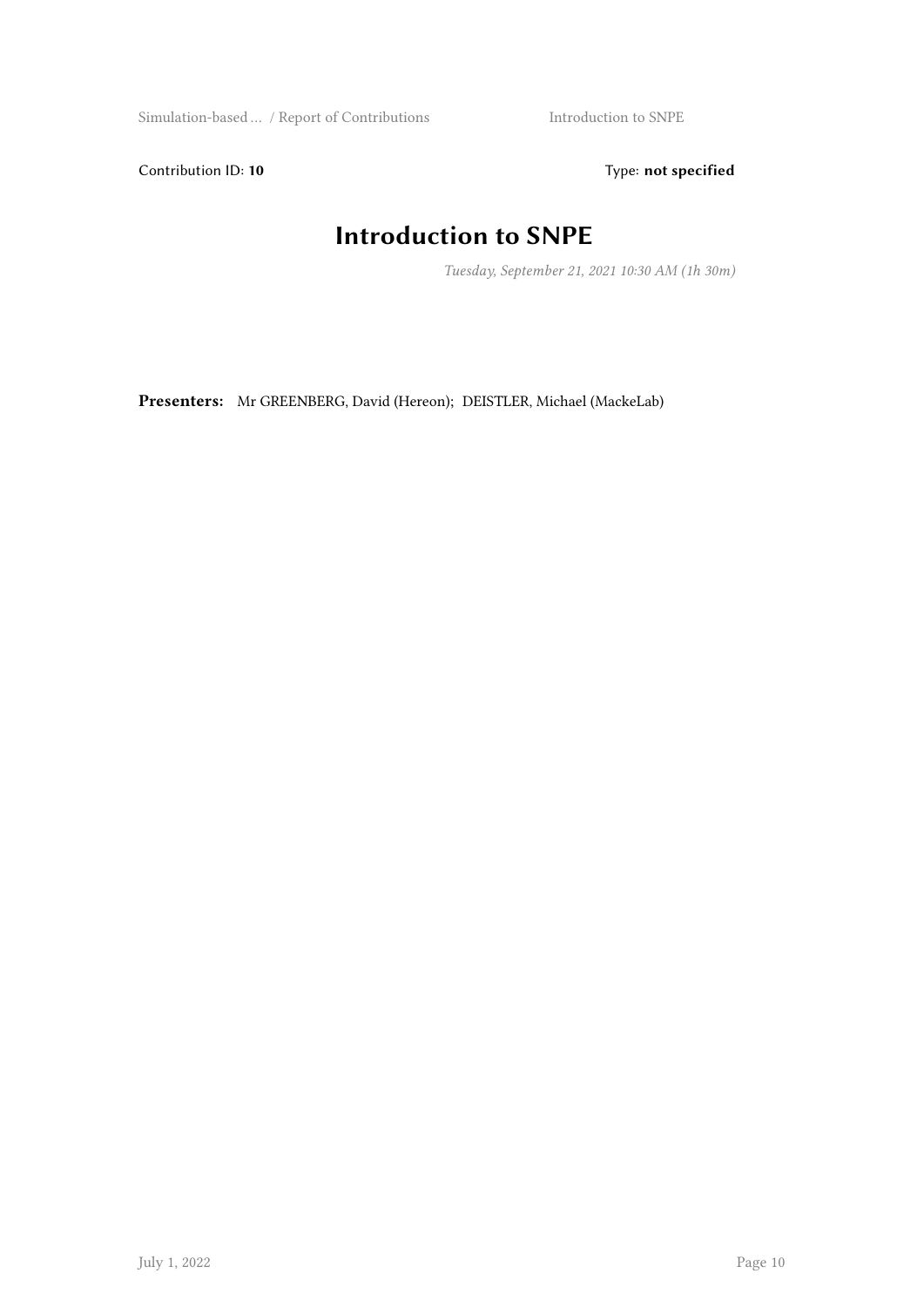Contribution ID: **10** Type: **not specified**

# Introduction to SNPE

*Tuesday, September 21, 2021 10:30 AM (1h 30m)*

**Presenters:** Mr GREENBERG, David (Hereon); DEISTLER, Michael (MackeLab)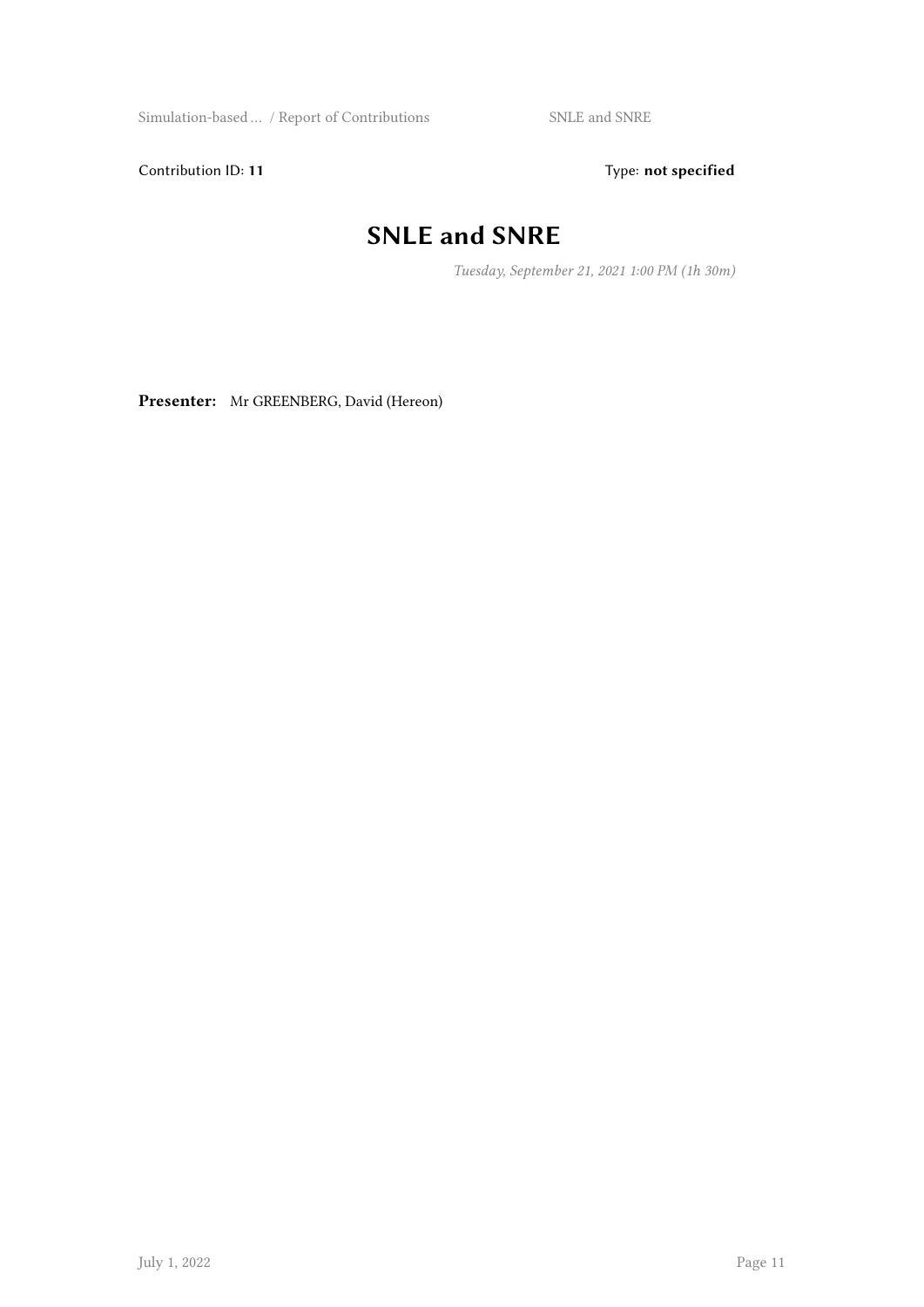Contribution ID: **11** Type: **not specified**

# SNLE and SNRE

*Tuesday, September 21, 2021 1:00 PM (1h 30m)*

**Presenter:** Mr GREENBERG, David (Hereon)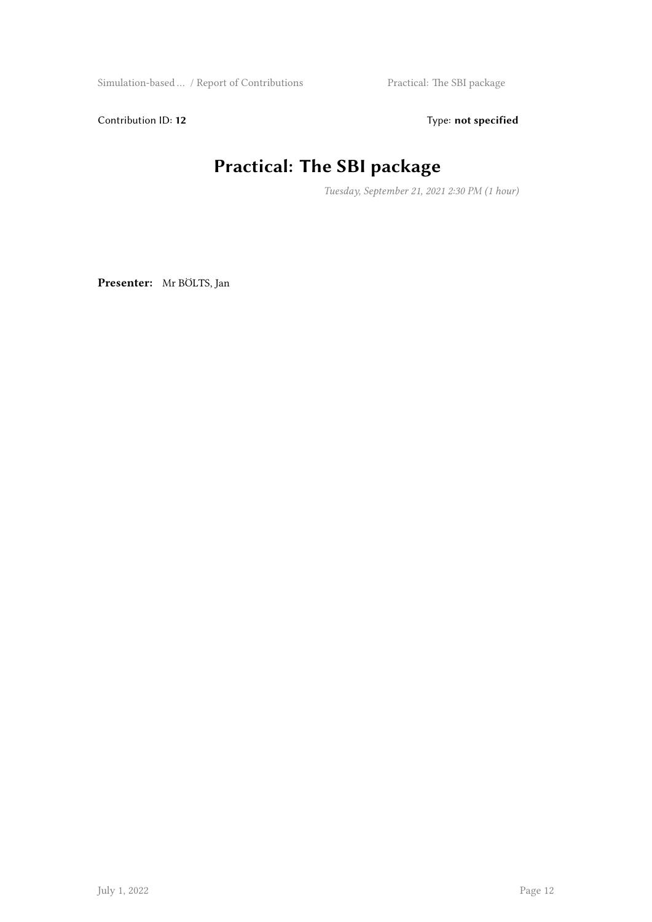Contribution ID: **12**

Type: **not specified**

# Practical: The SBI package

*Tuesday, September 21, 2021 2:30 PM (1 hour)*

**Presenter:** Mr BÖLTS, Jan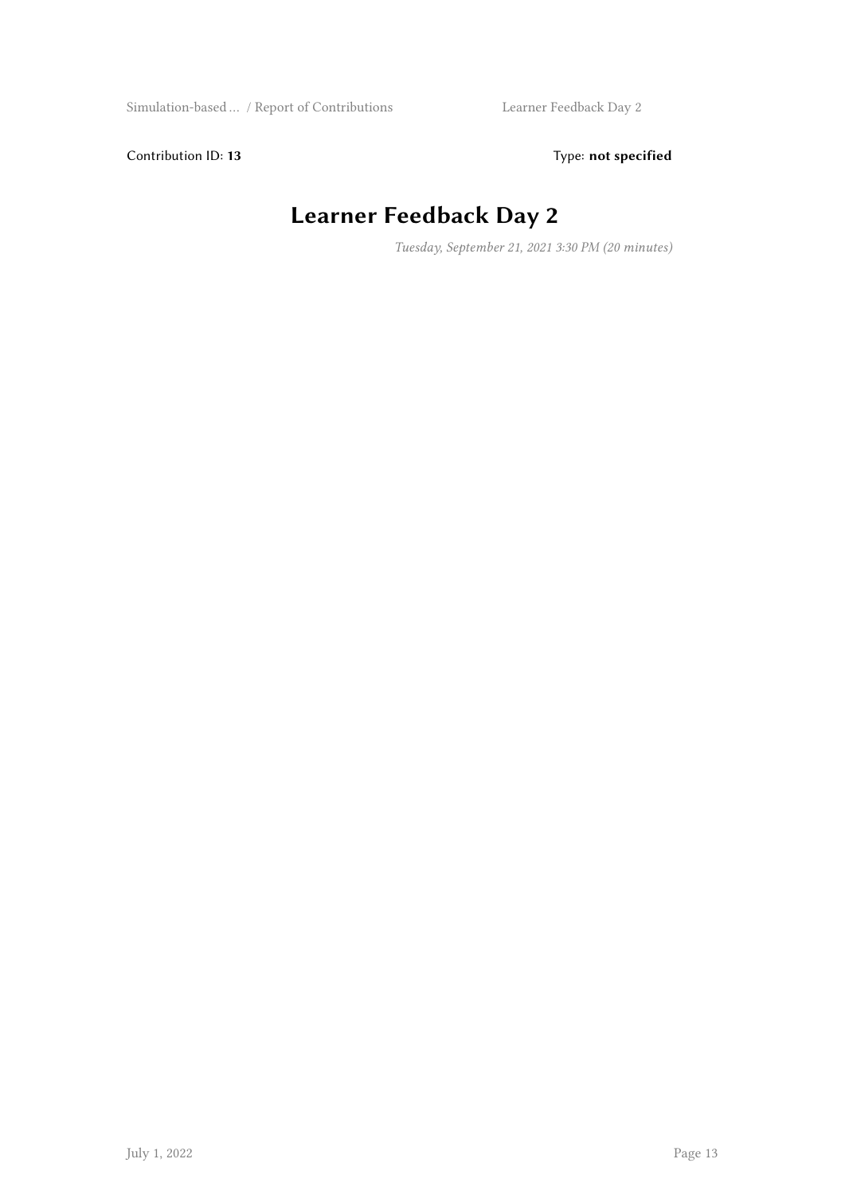Contribution ID: **13** Type: **not specified**

# Learner Feedback Day 2

*Tuesday, September 21, 2021 3:30 PM (20 minutes)*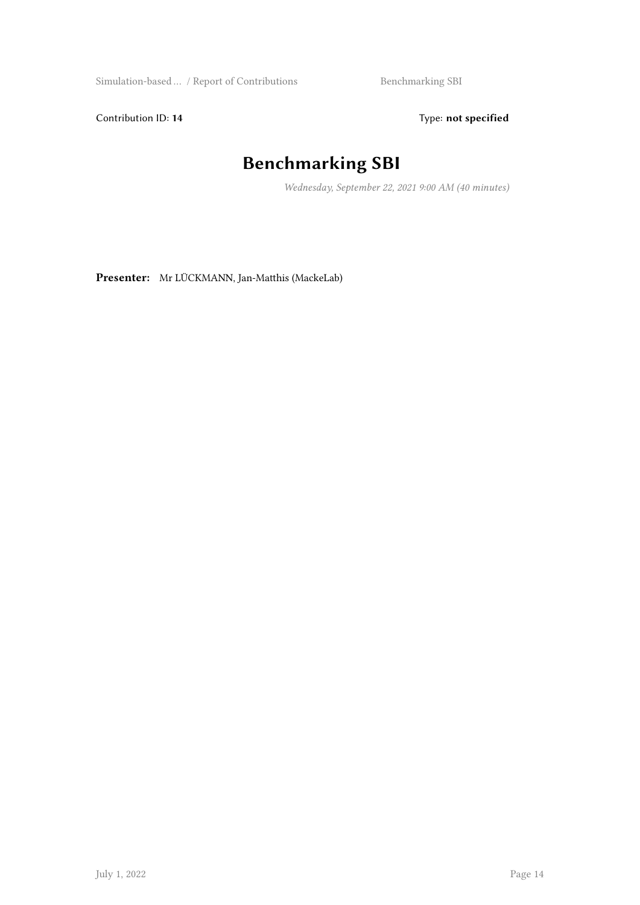Contribution ID: **14** Type: **not specified**

# Benchmarking SBI

*Wednesday, September 22, 2021 9:00 AM (40 minutes)*

**Presenter:** Mr LÜCKMANN, Jan-Matthis (MackeLab)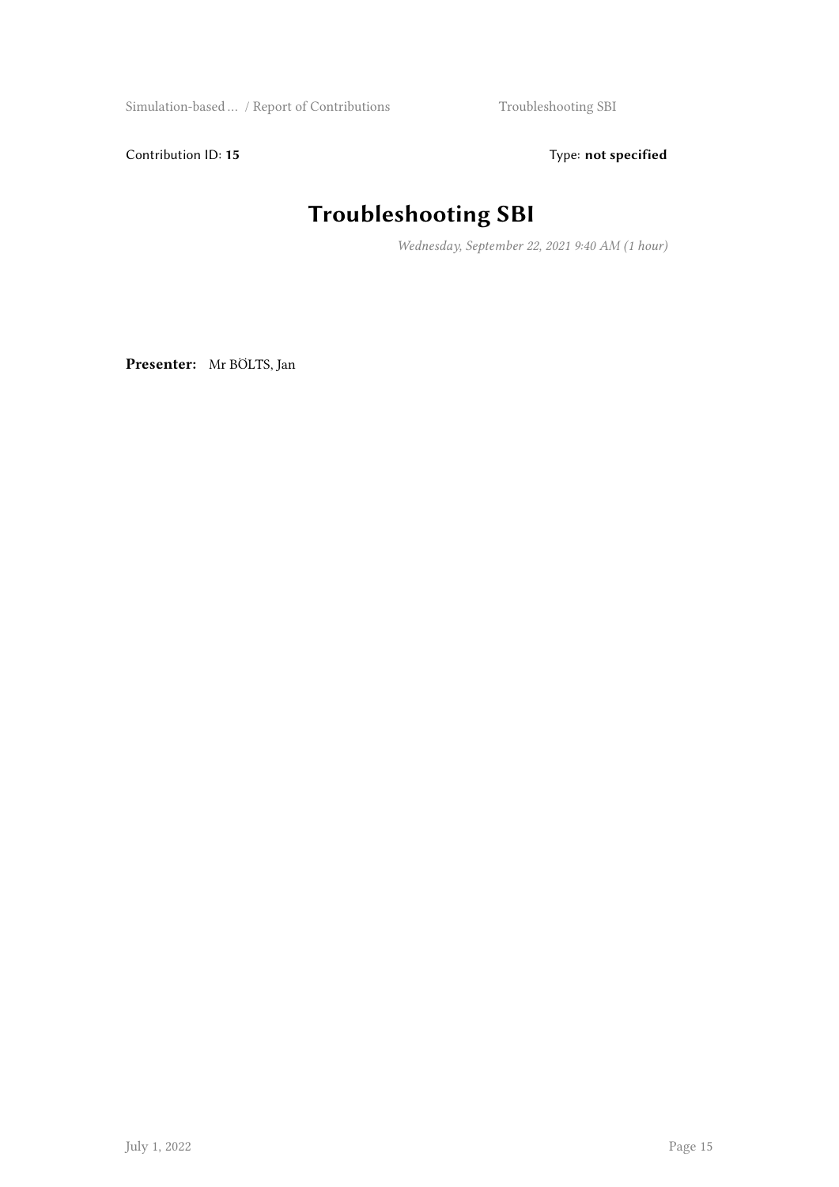Contribution ID: **15** Type: **not specified**

# Troubleshooting SBI

*Wednesday, September 22, 2021 9:40 AM (1 hour)*

**Presenter:** Mr BÖLTS, Jan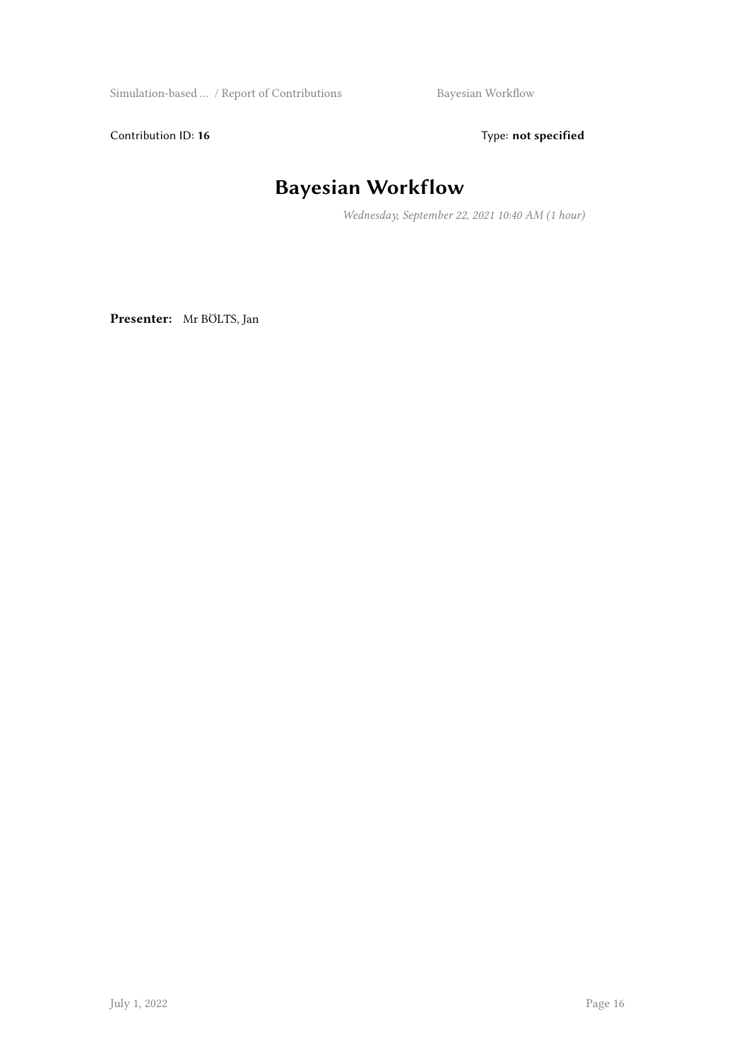Contribution ID: **16** Type: **not specified**

# Bayesian Workflow

*Wednesday, September 22, 2021 10:40 AM (1 hour)*

**Presenter:** Mr BÖLTS, Jan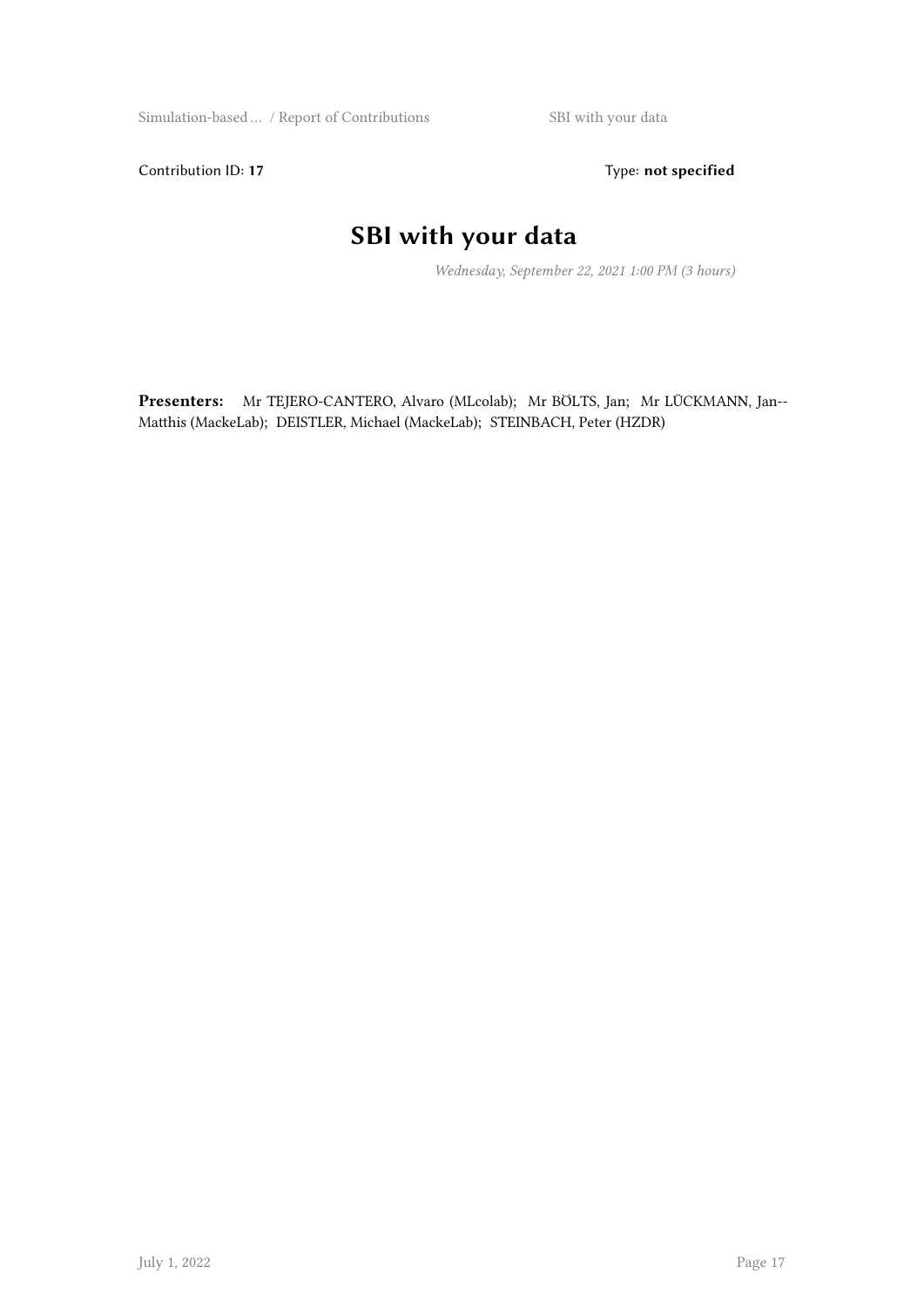Contribution ID: **17**

Type: **not specified**

# SBI with your data

*Wednesday, September 22, 2021 1:00 PM (3 hours)*

**Presenters:** Mr TEJERO-CANTERO, Alvaro (MLcolab); Mr BÖLTS, Jan; Mr LÜCKMANN, Jan-­Matthis (MackeLab); DEISTLER, Michael (MackeLab); STEINBACH, Peter (HZDR)